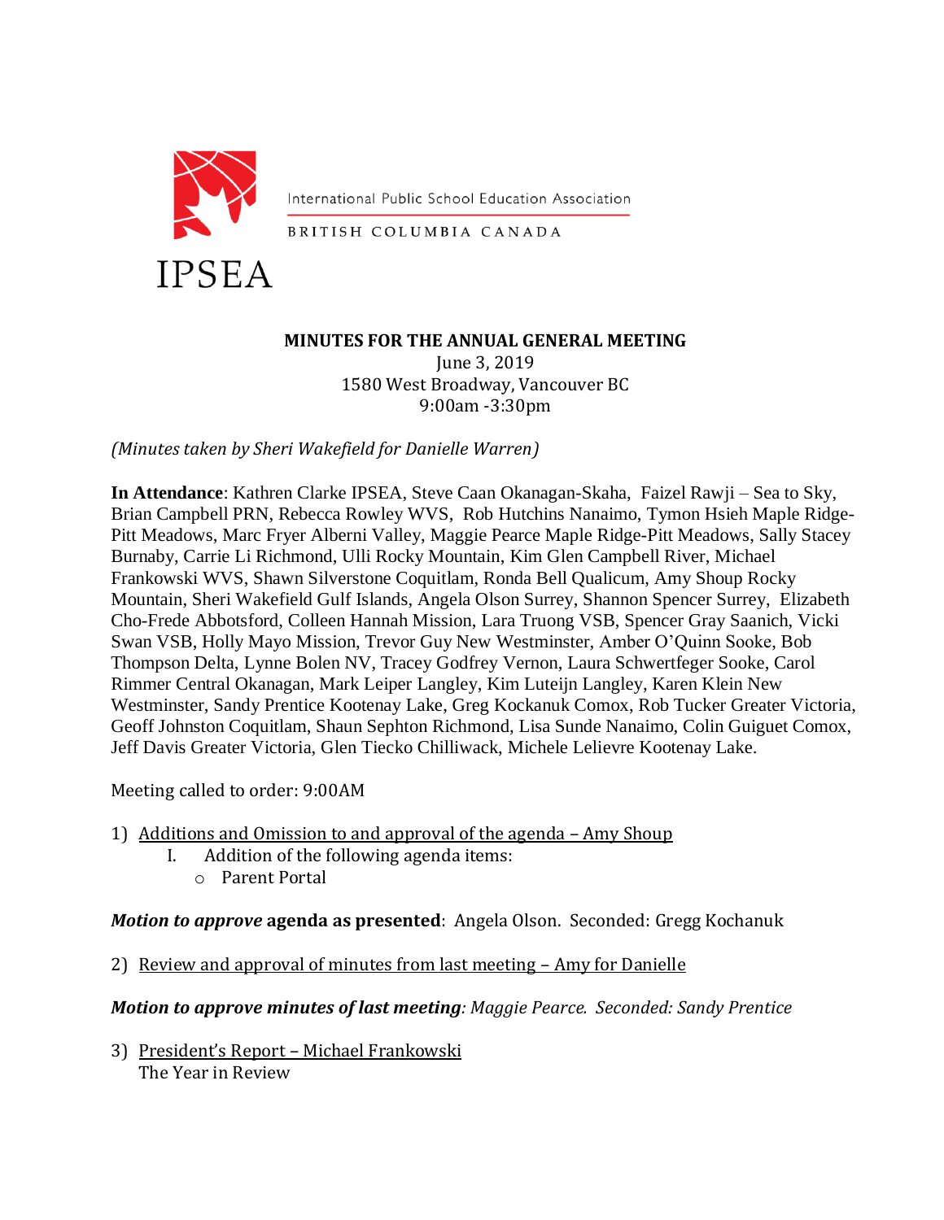IPSEA

International Public School Education Association

BRITISH COLUMBIA CANADA

**MINUTES FOR THE ANNUAL GENERAL MEETING**

June 3, 2019
1580 West Broadway, Vancouver BC
9:00am -3:30pm

*(Minutes taken by Sheri Wakefield for Danielle Warren)*

**In Attendance**: Kathren Clarke IPSEA, Steve Caan Okanagan-Skaha, Faizel Rawji – Sea to Sky, Brian Campbell PRN, Rebecca Rowley WVS, Rob Hutchins Nanaimo, Tymon Hsieh Maple Ridge-Pitt Meadows, Marc Fryer Alberni Valley, Maggie Pearce Maple Ridge-Pitt Meadows, Sally Stacey Burnaby, Carrie Li Richmond, Ulli Rocky Mountain, Kim Glen Campbell River, Michael Frankowski WVS, Shawn Silverstone Coquitlam, Ronda Bell Qualicum, Amy Shoup Rocky Mountain, Sheri Wakefield Gulf Islands, Angela Olson Surrey, Shannon Spencer Surrey, Elizabeth Cho-Frede Abbotsford, Colleen Hannah Mission, Lara Truong VSB, Spencer Gray Saanich, Vicki Swan VSB, Holly Mayo Mission, Trevor Guy New Westminster, Amber O'Quinn Sooke, Bob Thompson Delta, Lynne Bolen NV, Tracey Godfrey Vernon, Laura Schwertfeger Sooke, Carol Rimmer Central Okanagan, Mark Leiper Langley, Kim Luteijn Langley, Karen Klein New Westminster, Sandy Prentice Kootenay Lake, Greg Kockanuk Comox, Rob Tucker Greater Victoria, Geoff Johnston Coquitlam, Shaun Sephton Richmond, Lisa Sunde Nanaimo, Colin Guiguet Comox, Jeff Davis Greater Victoria, Glen Tiecko Chilliwack, Michele Lelievre Kootenay Lake.

Meeting called to order: 9:00AM

1) Additions and Omission to and approval of the agenda – Amy Shoup
   I. Addition of the following agenda items:
      - Parent Portal

***Motion to approve* agenda as presented**: Angela Olson. Seconded: Gregg Kochanuk

2) Review and approval of minutes from last meeting – Amy for Danielle

***Motion to approve minutes of last meeting**: Maggie Pearce. Seconded: Sandy Prentice*

3) President's Report – Michael Frankowski
   The Year in Review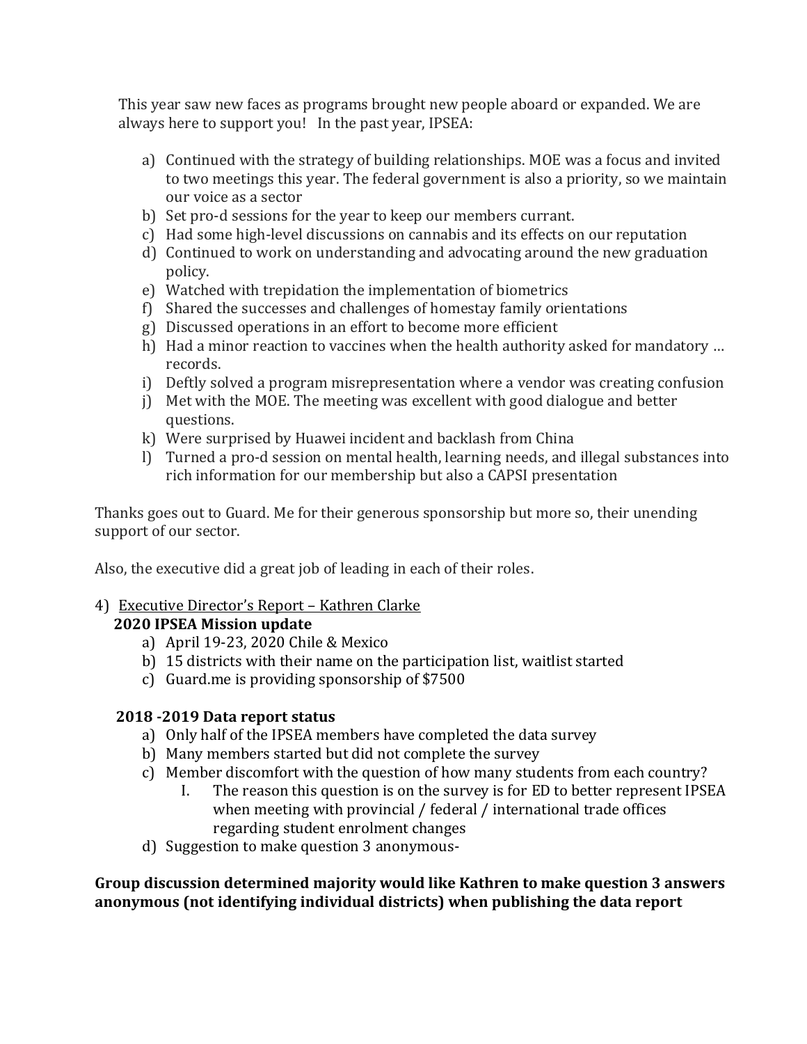This year saw new faces as programs brought new people aboard or expanded. We are always here to support you!   In the past year, IPSEA:

a) Continued with the strategy of building relationships. MOE was a focus and invited to two meetings this year. The federal government is also a priority, so we maintain our voice as a sector
b) Set pro-d sessions for the year to keep our members currant.
c) Had some high-level discussions on cannabis and its effects on our reputation
d) Continued to work on understanding and advocating around the new graduation policy.
e) Watched with trepidation the implementation of biometrics
f) Shared the successes and challenges of homestay family orientations
g) Discussed operations in an effort to become more efficient
h) Had a minor reaction to vaccines when the health authority asked for mandatory … records.
i) Deftly solved a program misrepresentation where a vendor was creating confusion
j) Met with the MOE. The meeting was excellent with good dialogue and better questions.
k) Were surprised by Huawei incident and backlash from China
l) Turned a pro-d session on mental health, learning needs, and illegal substances into rich information for our membership but also a CAPSI presentation

Thanks goes out to Guard. Me for their generous sponsorship but more so, their unending support of our sector.

Also, the executive did a great job of leading in each of their roles.

4) <u>Executive Director's Report – Kathren Clarke</u>

**2020 IPSEA Mission update**

a) April 19-23, 2020 Chile & Mexico
b) 15 districts with their name on the participation list, waitlist started
c) Guard.me is providing sponsorship of $7500

**2018 -2019 Data report status**

a) Only half of the IPSEA members have completed the data survey
b) Many members started but did not complete the survey
c) Member discomfort with the question of how many students from each country?
   I. The reason this question is on the survey is for ED to better represent IPSEA when meeting with provincial / federal / international trade offices regarding student enrolment changes
d) Suggestion to make question 3 anonymous-

**Group discussion determined majority would like Kathren to make question 3 answers anonymous (not identifying individual districts) when publishing the data report**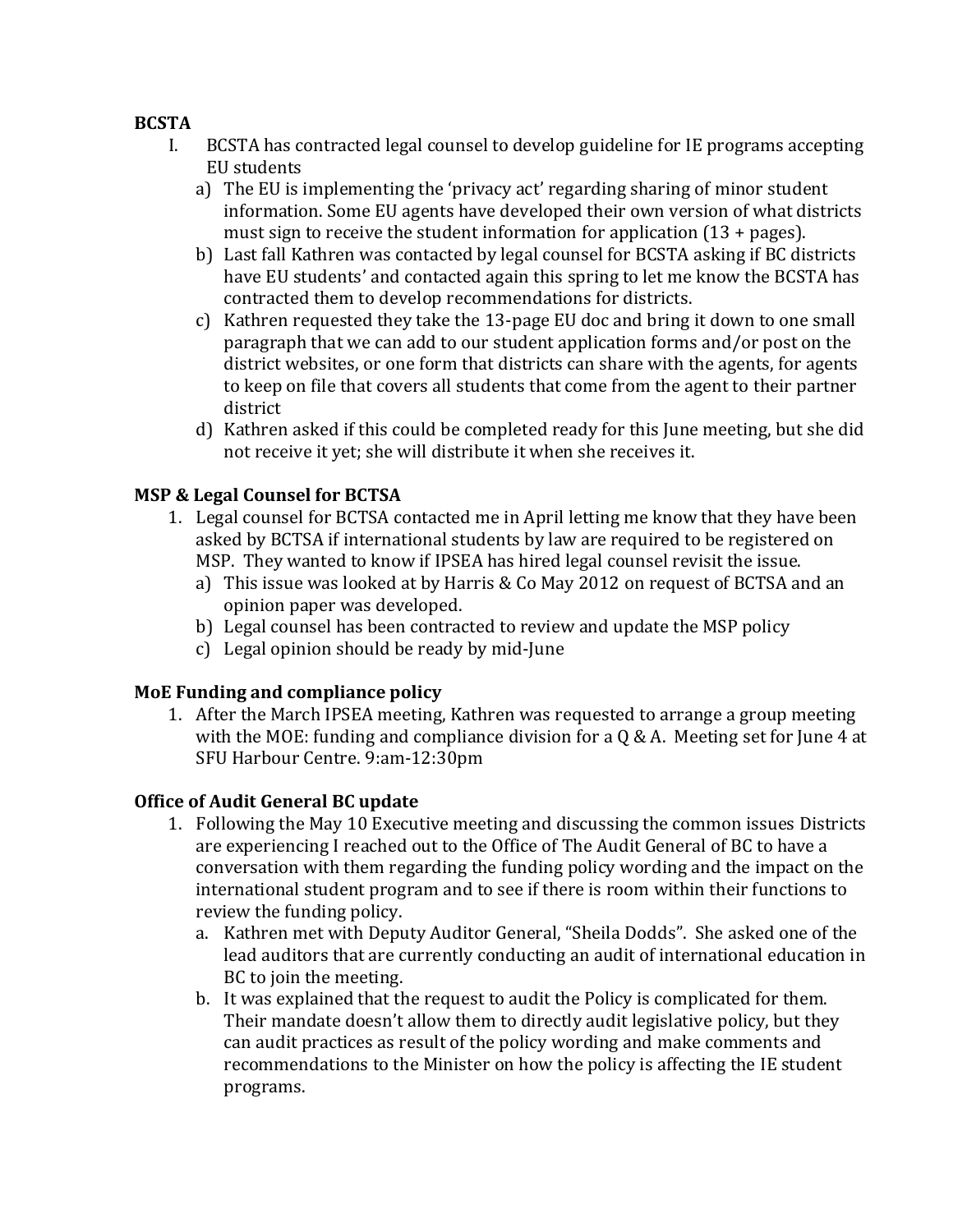**BCSTA**

I. BCSTA has contracted legal counsel to develop guideline for IE programs accepting EU students
   a) The EU is implementing the 'privacy act' regarding sharing of minor student information. Some EU agents have developed their own version of what districts must sign to receive the student information for application (13 + pages).
   b) Last fall Kathren was contacted by legal counsel for BCSTA asking if BC districts have EU students' and contacted again this spring to let me know the BCSTA has contracted them to develop recommendations for districts.
   c) Kathren requested they take the 13-page EU doc and bring it down to one small paragraph that we can add to our student application forms and/or post on the district websites, or one form that districts can share with the agents, for agents to keep on file that covers all students that come from the agent to their partner district
   d) Kathren asked if this could be completed ready for this June meeting, but she did not receive it yet; she will distribute it when she receives it.

**MSP & Legal Counsel for BCTSA**

1. Legal counsel for BCTSA contacted me in April letting me know that they have been asked by BCTSA if international students by law are required to be registered on MSP. They wanted to know if IPSEA has hired legal counsel revisit the issue.
   a) This issue was looked at by Harris & Co May 2012 on request of BCTSA and an opinion paper was developed.
   b) Legal counsel has been contracted to review and update the MSP policy
   c) Legal opinion should be ready by mid-June

**MoE Funding and compliance policy**

1. After the March IPSEA meeting, Kathren was requested to arrange a group meeting with the MOE: funding and compliance division for a Q & A. Meeting set for June 4 at SFU Harbour Centre. 9:am-12:30pm

**Office of Audit General BC update**

1. Following the May 10 Executive meeting and discussing the common issues Districts are experiencing I reached out to the Office of The Audit General of BC to have a conversation with them regarding the funding policy wording and the impact on the international student program and to see if there is room within their functions to review the funding policy.
   a. Kathren met with Deputy Auditor General, "Sheila Dodds". She asked one of the lead auditors that are currently conducting an audit of international education in BC to join the meeting.
   b. It was explained that the request to audit the Policy is complicated for them. Their mandate doesn't allow them to directly audit legislative policy, but they can audit practices as result of the policy wording and make comments and recommendations to the Minister on how the policy is affecting the IE student programs.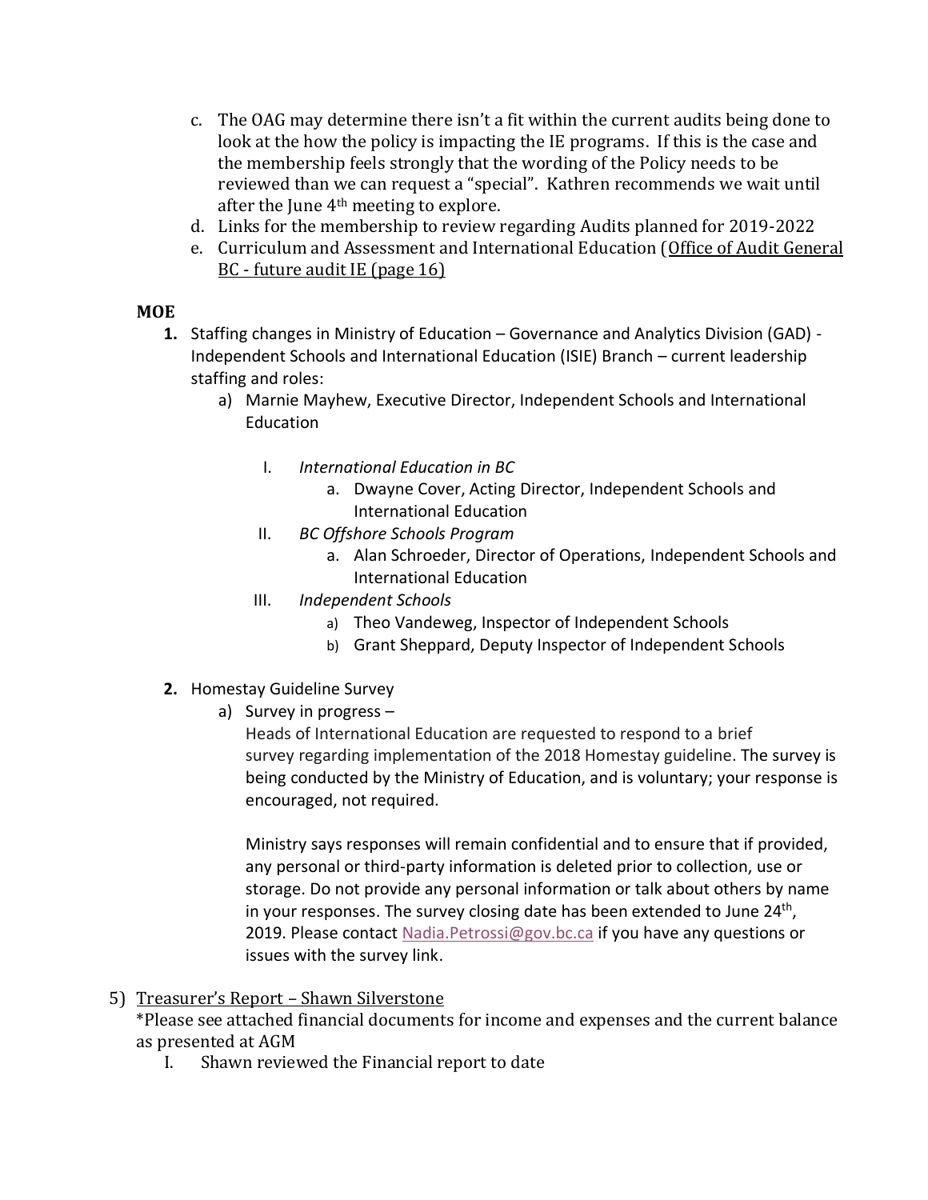c. The OAG may determine there isn't a fit within the current audits being done to look at the how the policy is impacting the IE programs. If this is the case and the membership feels strongly that the wording of the Policy needs to be reviewed than we can request a "special". Kathren recommends we wait until after the June 4th meeting to explore.

d. Links for the membership to review regarding Audits planned for 2019-2022

e. Curriculum and Assessment and International Education (Office of Audit General BC - future audit IE (page 16)

**MOE**

1. Staffing changes in Ministry of Education – Governance and Analytics Division (GAD) - Independent Schools and International Education (ISIE) Branch – current leadership staffing and roles:
   a) Marnie Mayhew, Executive Director, Independent Schools and International Education
      - I. *International Education in BC*
        - a. Dwayne Cover, Acting Director, Independent Schools and International Education
      - II. *BC Offshore Schools Program*
        - a. Alan Schroeder, Director of Operations, Independent Schools and International Education
      - III. *Independent Schools*
        - a) Theo Vandeweg, Inspector of Independent Schools
        - b) Grant Sheppard, Deputy Inspector of Independent Schools

2. Homestay Guideline Survey
   a) Survey in progress –
   Heads of International Education are requested to respond to a brief survey regarding implementation of the 2018 Homestay guideline. The survey is being conducted by the Ministry of Education, and is voluntary; your response is encouraged, not required.

   Ministry says responses will remain confidential and to ensure that if provided, any personal or third-party information is deleted prior to collection, use or storage. Do not provide any personal information or talk about others by name in your responses. The survey closing date has been extended to June 24th, 2019. Please contact Nadia.Petrossi@gov.bc.ca if you have any questions or issues with the survey link.

5) Treasurer's Report – Shawn Silverstone
*Please see attached financial documents for income and expenses and the current balance as presented at AGM
   - I. Shawn reviewed the Financial report to date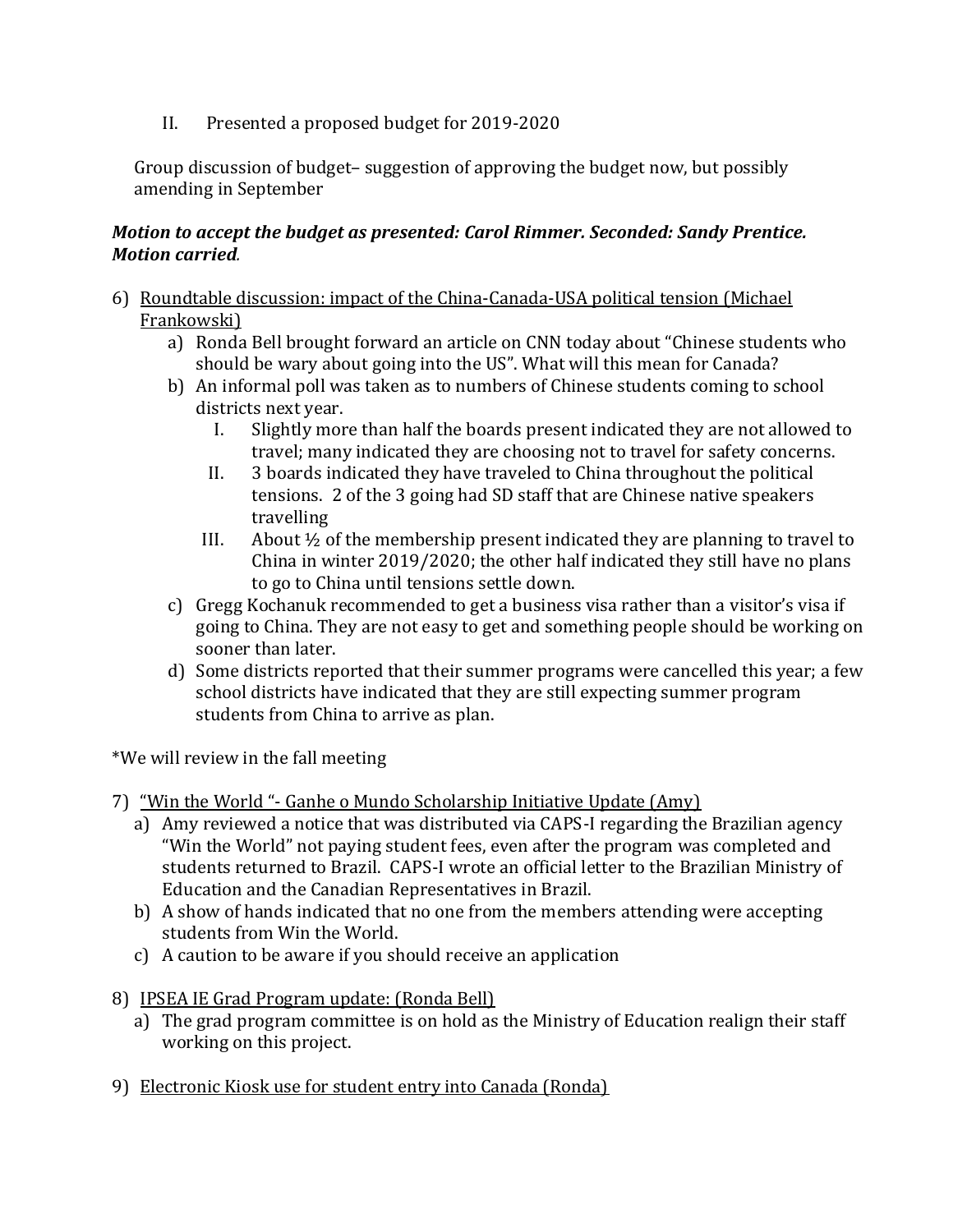II. Presented a proposed budget for 2019-2020

Group discussion of budget– suggestion of approving the budget now, but possibly amending in September

***Motion to accept the budget as presented: Carol Rimmer. Seconded: Sandy Prentice. Motion carried***.

6) <u>Roundtable discussion: impact of the China-Canada-USA political tension (Michael Frankowski)</u>
   a) Ronda Bell brought forward an article on CNN today about "Chinese students who should be wary about going into the US". What will this mean for Canada?
   b) An informal poll was taken as to numbers of Chinese students coming to school districts next year.
      I. Slightly more than half the boards present indicated they are not allowed to travel; many indicated they are choosing not to travel for safety concerns.
      II. 3 boards indicated they have traveled to China throughout the political tensions. 2 of the 3 going had SD staff that are Chinese native speakers travelling
      III. About ½ of the membership present indicated they are planning to travel to China in winter 2019/2020; the other half indicated they still have no plans to go to China until tensions settle down.
   c) Gregg Kochanuk recommended to get a business visa rather than a visitor's visa if going to China. They are not easy to get and something people should be working on sooner than later.
   d) Some districts reported that their summer programs were cancelled this year; a few school districts have indicated that they are still expecting summer program students from China to arrive as plan.

*We will review in the fall meeting

7) <u>"Win the World "- Ganhe o Mundo Scholarship Initiative Update (Amy)</u>
   a) Amy reviewed a notice that was distributed via CAPS-I regarding the Brazilian agency "Win the World" not paying student fees, even after the program was completed and students returned to Brazil. CAPS-I wrote an official letter to the Brazilian Ministry of Education and the Canadian Representatives in Brazil.
   b) A show of hands indicated that no one from the members attending were accepting students from Win the World.
   c) A caution to be aware if you should receive an application

8) <u>IPSEA IE Grad Program update: (Ronda Bell)</u>
   a) The grad program committee is on hold as the Ministry of Education realign their staff working on this project.

9) <u>Electronic Kiosk use for student entry into Canada (Ronda)</u>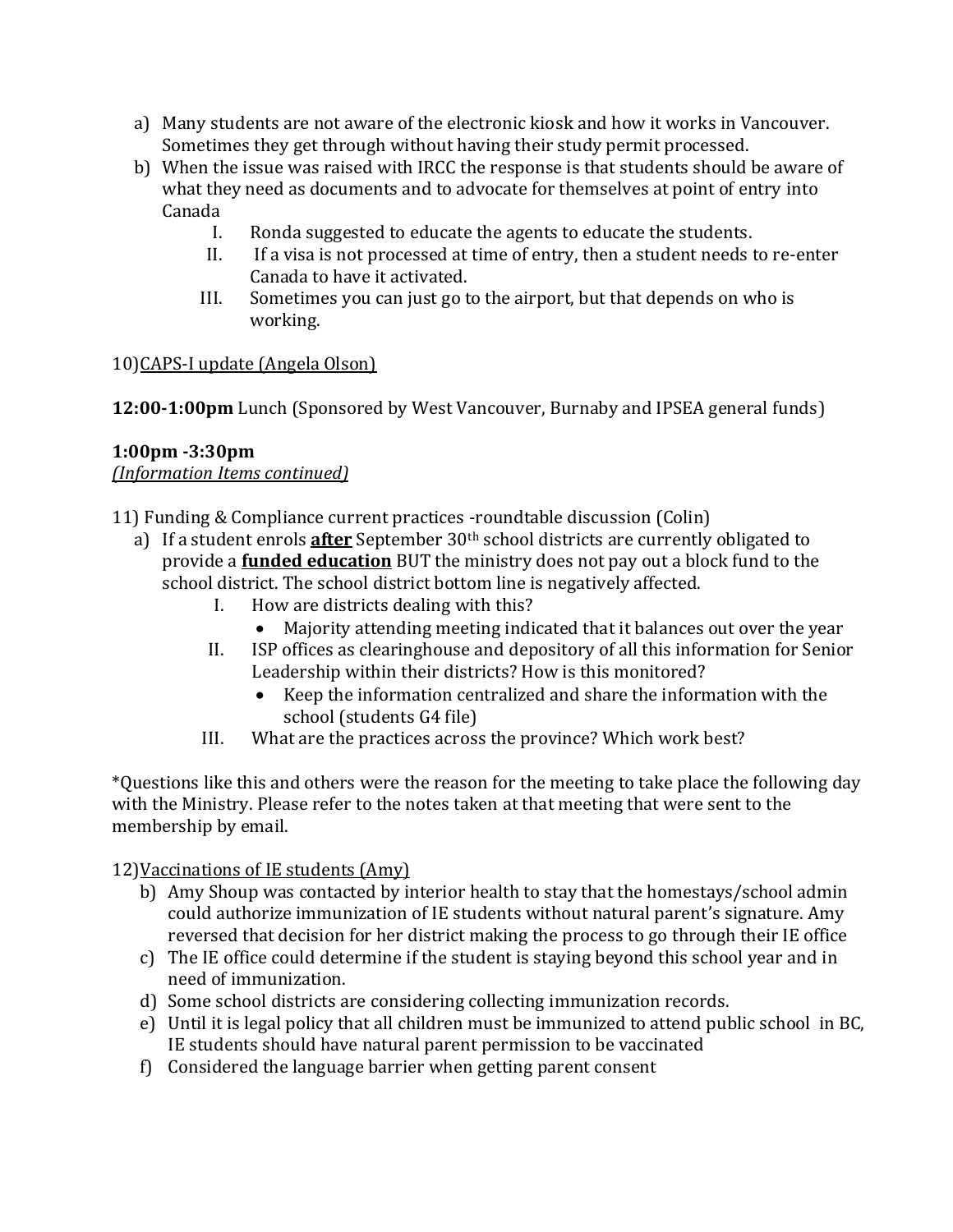a) Many students are not aware of the electronic kiosk and how it works in Vancouver. Sometimes they get through without having their study permit processed.
b) When the issue was raised with IRCC the response is that students should be aware of what they need as documents and to advocate for themselves at point of entry into Canada
    I. Ronda suggested to educate the agents to educate the students.
    II. If a visa is not processed at time of entry, then a student needs to re-enter Canada to have it activated.
    III. Sometimes you can just go to the airport, but that depends on who is working.

10)<u>CAPS-I update (Angela Olson)</u>

**12:00-1:00pm** Lunch (Sponsored by West Vancouver, Burnaby and IPSEA general funds)

**1:00pm -3:30pm**
*<u>(Information Items continued)</u>*

11) Funding & Compliance current practices -roundtable discussion (Colin)
a) If a student enrols <u>**after**</u> September 30th school districts are currently obligated to provide a <u>**funded education**</u> BUT the ministry does not pay out a block fund to the school district. The school district bottom line is negatively affected.
    I. How are districts dealing with this?
        - Majority attending meeting indicated that it balances out over the year
    II. ISP offices as clearinghouse and depository of all this information for Senior Leadership within their districts? How is this monitored?
        - Keep the information centralized and share the information with the school (students G4 file)
    III. What are the practices across the province? Which work best?

*Questions like this and others were the reason for the meeting to take place the following day with the Ministry. Please refer to the notes taken at that meeting that were sent to the membership by email.

12)<u>Vaccinations of IE students (Amy)</u>
b) Amy Shoup was contacted by interior health to stay that the homestays/school admin could authorize immunization of IE students without natural parent's signature. Amy reversed that decision for her district making the process to go through their IE office
c) The IE office could determine if the student is staying beyond this school year and in need of immunization.
d) Some school districts are considering collecting immunization records.
e) Until it is legal policy that all children must be immunized to attend public school in BC, IE students should have natural parent permission to be vaccinated
f) Considered the language barrier when getting parent consent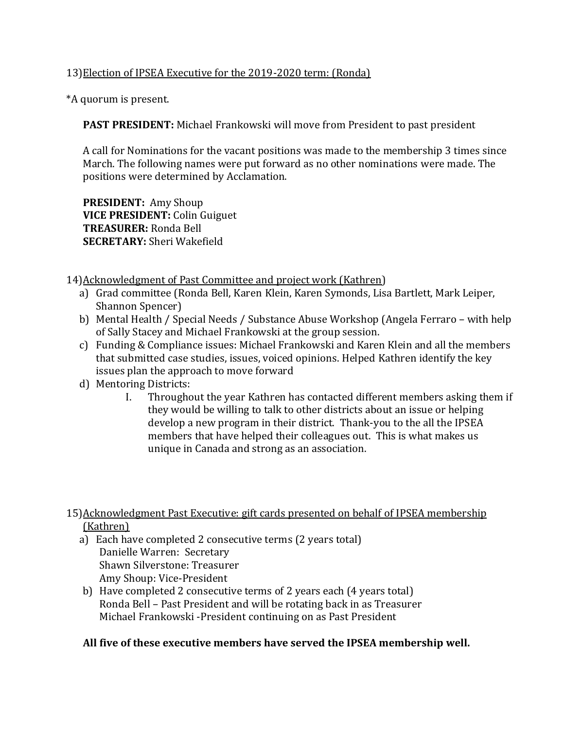13) <u>Election of IPSEA Executive for the 2019-2020 term: (Ronda)</u>

*A quorum is present.

**PAST PRESIDENT:** Michael Frankowski will move from President to past president

A call for Nominations for the vacant positions was made to the membership 3 times since March. The following names were put forward as no other nominations were made. The positions were determined by Acclamation.

**PRESIDENT:** Amy Shoup
**VICE PRESIDENT:** Colin Guiguet
**TREASURER:** Ronda Bell
**SECRETARY:** Sheri Wakefield

14) <u>Acknowledgment of Past Committee and project work (Kathren</u>)

a) Grad committee (Ronda Bell, Karen Klein, Karen Symonds, Lisa Bartlett, Mark Leiper, Shannon Spencer)
b) Mental Health / Special Needs / Substance Abuse Workshop (Angela Ferraro – with help of Sally Stacey and Michael Frankowski at the group session.
c) Funding & Compliance issues: Michael Frankowski and Karen Klein and all the members that submitted case studies, issues, voiced opinions. Helped Kathren identify the key issues plan the approach to move forward
d) Mentoring Districts:
    I. Throughout the year Kathren has contacted different members asking them if they would be willing to talk to other districts about an issue or helping develop a new program in their district. Thank-you to the all the IPSEA members that have helped their colleagues out. This is what makes us unique in Canada and strong as an association.

15) <u>Acknowledgment Past Executive: gift cards presented on behalf of IPSEA membership (Kathren)</u>

a) Each have completed 2 consecutive terms (2 years total)
   Danielle Warren: Secretary
   Shawn Silverstone: Treasurer
   Amy Shoup: Vice-President
b) Have completed 2 consecutive terms of 2 years each (4 years total)
   Ronda Bell – Past President and will be rotating back in as Treasurer
   Michael Frankowski -President continuing on as Past President

**All five of these executive members have served the IPSEA membership well.**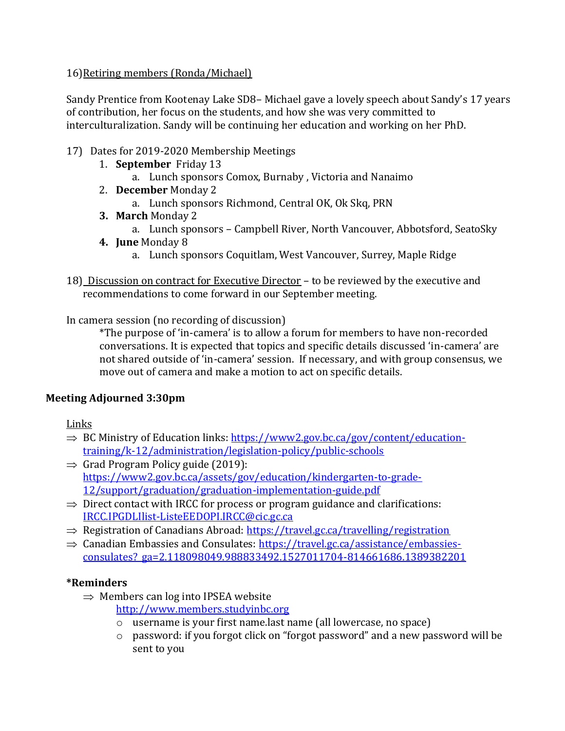16) Retiring members (Ronda/Michael)

Sandy Prentice from Kootenay Lake SD8– Michael gave a lovely speech about Sandy's 17 years of contribution, her focus on the students, and how she was very committed to interculturalization. Sandy will be continuing her education and working on her PhD.

17) Dates for 2019-2020 Membership Meetings

1. **September** Friday 13
   a. Lunch sponsors Comox, Burnaby , Victoria and Nanaimo
2. **December** Monday 2
   a. Lunch sponsors Richmond, Central OK, Ok Skq, PRN
3. **March** Monday 2
   a. Lunch sponsors – Campbell River, North Vancouver, Abbotsford, SeatoSky
4. **June** Monday 8
   a. Lunch sponsors Coquitlam, West Vancouver, Surrey, Maple Ridge

18) Discussion on contract for Executive Director – to be reviewed by the executive and recommendations to come forward in our September meeting.

In camera session (no recording of discussion)

*The purpose of 'in-camera' is to allow a forum for members to have non-recorded conversations. It is expected that topics and specific details discussed 'in-camera' are not shared outside of 'in-camera' session. If necessary, and with group consensus, we move out of camera and make a motion to act on specific details.

**Meeting Adjourned 3:30pm**

Links

⇒ BC Ministry of Education links: https://www2.gov.bc.ca/gov/content/education-training/k-12/administration/legislation-policy/public-schools
⇒ Grad Program Policy guide (2019): https://www2.gov.bc.ca/assets/gov/education/kindergarten-to-grade-12/support/graduation/graduation-implementation-guide.pdf
⇒ Direct contact with IRCC for process or program guidance and clarifications: IRCC.IPGDLIlist-ListeEEDOPI.IRCC@cic.gc.ca
⇒ Registration of Canadians Abroad: https://travel.gc.ca/travelling/registration
⇒ Canadian Embassies and Consulates: https://travel.gc.ca/assistance/embassies-consulates?_ga=2.118098049.988833492.1527011704-814661686.1389382201

**\*Reminders**

⇒ Members can log into IPSEA website http://www.members.studyinbc.org
   - username is your first name.last name (all lowercase, no space)
   - password: if you forgot click on "forgot password" and a new password will be sent to you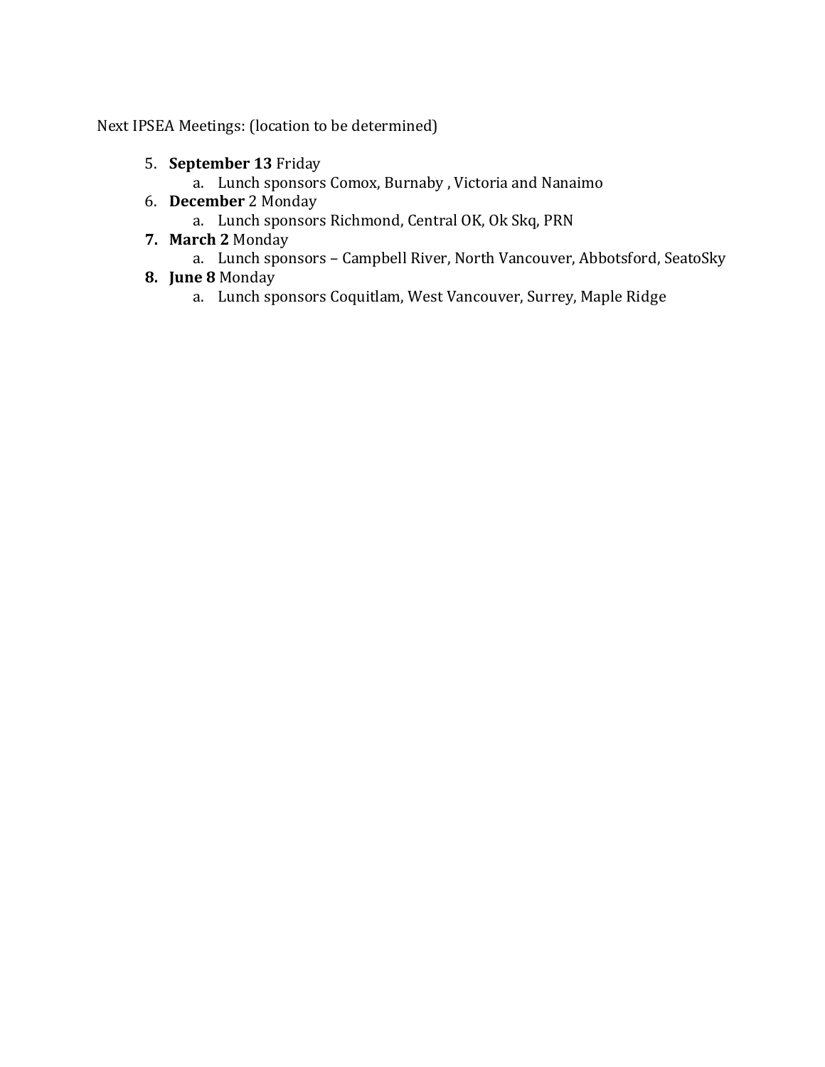Next IPSEA Meetings: (location to be determined)

5. **September 13** Friday
    a. Lunch sponsors Comox, Burnaby , Victoria and Nanaimo
6. **December** 2 Monday
    a. Lunch sponsors Richmond, Central OK, Ok Skq, PRN
7. **March 2** Monday
    a. Lunch sponsors – Campbell River, North Vancouver, Abbotsford, SeatoSky
8. **June 8** Monday
    a. Lunch sponsors Coquitlam, West Vancouver, Surrey, Maple Ridge